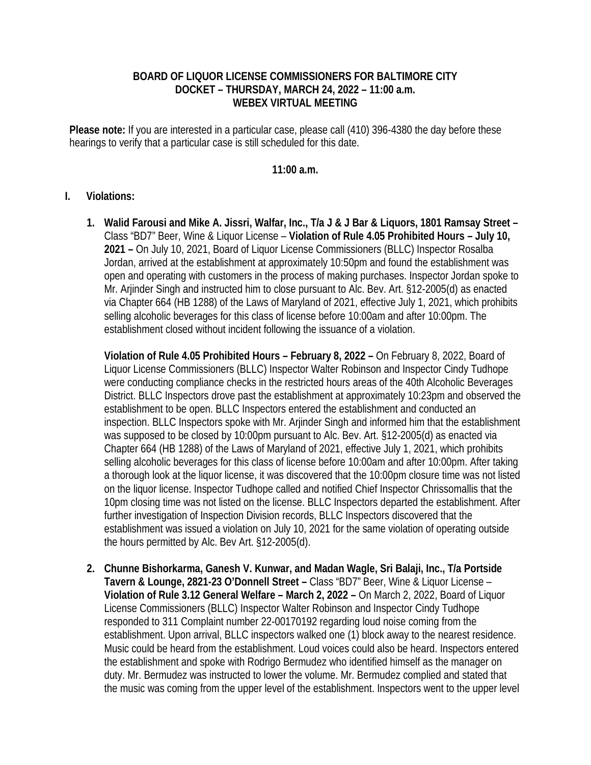**BOARD OF LIQUOR LICENSE COMMISSIONERS FOR BALTIMORE CITY**
**DOCKET – THURSDAY, MARCH 24, 2022 – 11:00 a.m.**
**WEBEX VIRTUAL MEETING**

**Please note:** If you are interested in a particular case, please call (410) 396-4380 the day before these hearings to verify that a particular case is still scheduled for this date.

**11:00 a.m.**

## I. Violations:

1. **Walid Farousi and Mike A. Jissri, Walfar, Inc., T/a J & J Bar & Liquors, 1801 Ramsay Street –** Class "BD7" Beer, Wine & Liquor License – **Violation of Rule 4.05 Prohibited Hours – July 10, 2021 –** On July 10, 2021, Board of Liquor License Commissioners (BLLC) Inspector Rosalba Jordan, arrived at the establishment at approximately 10:50pm and found the establishment was open and operating with customers in the process of making purchases. Inspector Jordan spoke to Mr. Arjinder Singh and instructed him to close pursuant to Alc. Bev. Art. §12-2005(d) as enacted via Chapter 664 (HB 1288) of the Laws of Maryland of 2021, effective July 1, 2021, which prohibits selling alcoholic beverages for this class of license before 10:00am and after 10:00pm. The establishment closed without incident following the issuance of a violation.

   **Violation of Rule 4.05 Prohibited Hours – February 8, 2022 –** On February 8, 2022, Board of Liquor License Commissioners (BLLC) Inspector Walter Robinson and Inspector Cindy Tudhope were conducting compliance checks in the restricted hours areas of the 40th Alcoholic Beverages District. BLLC Inspectors drove past the establishment at approximately 10:23pm and observed the establishment to be open. BLLC Inspectors entered the establishment and conducted an inspection. BLLC Inspectors spoke with Mr. Arjinder Singh and informed him that the establishment was supposed to be closed by 10:00pm pursuant to Alc. Bev. Art. §12-2005(d) as enacted via Chapter 664 (HB 1288) of the Laws of Maryland of 2021, effective July 1, 2021, which prohibits selling alcoholic beverages for this class of license before 10:00am and after 10:00pm. After taking a thorough look at the liquor license, it was discovered that the 10:00pm closure time was not listed on the liquor license. Inspector Tudhope called and notified Chief Inspector Chrissomallis that the 10pm closing time was not listed on the license. BLLC Inspectors departed the establishment. After further investigation of Inspection Division records, BLLC Inspectors discovered that the establishment was issued a violation on July 10, 2021 for the same violation of operating outside the hours permitted by Alc. Bev Art. §12-2005(d).

2. **Chunne Bishorkarma, Ganesh V. Kunwar, and Madan Wagle, Sri Balaji, Inc., T/a Portside Tavern & Lounge, 2821-23 O'Donnell Street –** Class "BD7" Beer, Wine & Liquor License – **Violation of Rule 3.12 General Welfare – March 2, 2022 –** On March 2, 2022, Board of Liquor License Commissioners (BLLC) Inspector Walter Robinson and Inspector Cindy Tudhope responded to 311 Complaint number 22-00170192 regarding loud noise coming from the establishment. Upon arrival, BLLC inspectors walked one (1) block away to the nearest residence. Music could be heard from the establishment. Loud voices could also be heard. Inspectors entered the establishment and spoke with Rodrigo Bermudez who identified himself as the manager on duty. Mr. Bermudez was instructed to lower the volume. Mr. Bermudez complied and stated that the music was coming from the upper level of the establishment. Inspectors went to the upper level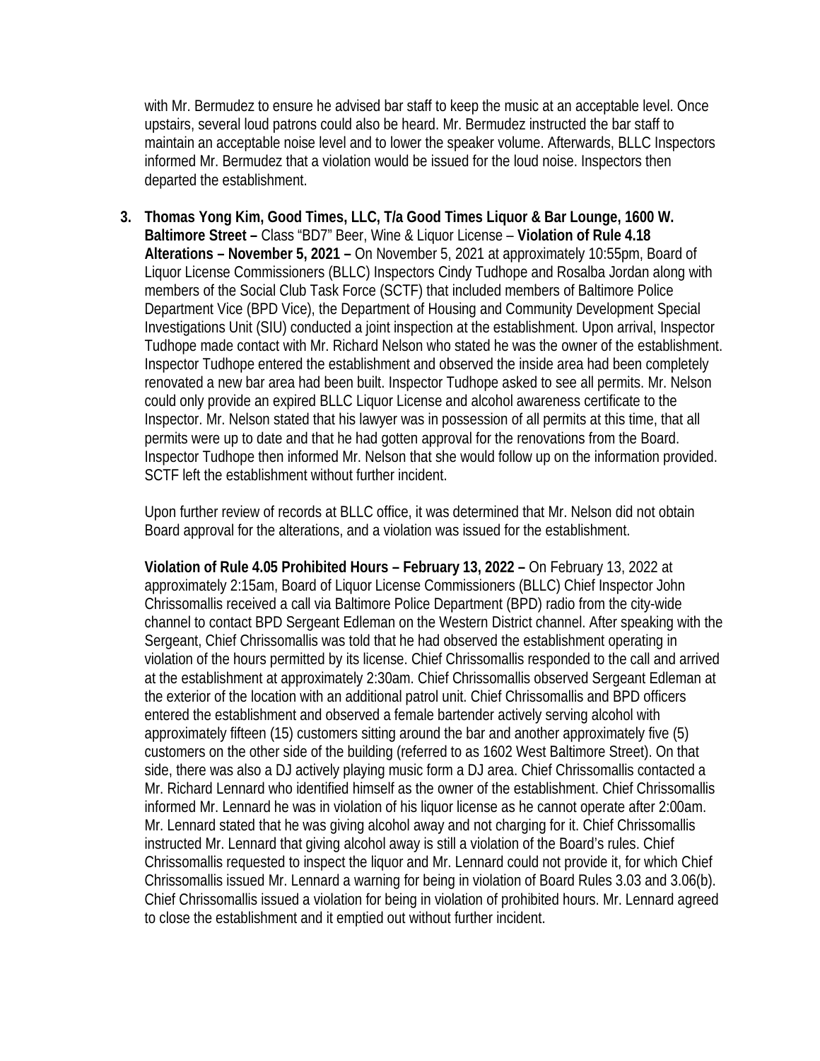with Mr. Bermudez to ensure he advised bar staff to keep the music at an acceptable level. Once upstairs, several loud patrons could also be heard. Mr. Bermudez instructed the bar staff to maintain an acceptable noise level and to lower the speaker volume. Afterwards, BLLC Inspectors informed Mr. Bermudez that a violation would be issued for the loud noise. Inspectors then departed the establishment.

3. **Thomas Yong Kim, Good Times, LLC, T/a Good Times Liquor & Bar Lounge, 1600 W. Baltimore Street –** Class "BD7" Beer, Wine & Liquor License – **Violation of Rule 4.18 Alterations – November 5, 2021 –** On November 5, 2021 at approximately 10:55pm, Board of Liquor License Commissioners (BLLC) Inspectors Cindy Tudhope and Rosalba Jordan along with members of the Social Club Task Force (SCTF) that included members of Baltimore Police Department Vice (BPD Vice), the Department of Housing and Community Development Special Investigations Unit (SIU) conducted a joint inspection at the establishment. Upon arrival, Inspector Tudhope made contact with Mr. Richard Nelson who stated he was the owner of the establishment. Inspector Tudhope entered the establishment and observed the inside area had been completely renovated a new bar area had been built. Inspector Tudhope asked to see all permits. Mr. Nelson could only provide an expired BLLC Liquor License and alcohol awareness certificate to the Inspector. Mr. Nelson stated that his lawyer was in possession of all permits at this time, that all permits were up to date and that he had gotten approval for the renovations from the Board. Inspector Tudhope then informed Mr. Nelson that she would follow up on the information provided. SCTF left the establishment without further incident.

   Upon further review of records at BLLC office, it was determined that Mr. Nelson did not obtain Board approval for the alterations, and a violation was issued for the establishment.

   **Violation of Rule 4.05 Prohibited Hours – February 13, 2022 –** On February 13, 2022 at approximately 2:15am, Board of Liquor License Commissioners (BLLC) Chief Inspector John Chrissomallis received a call via Baltimore Police Department (BPD) radio from the city-wide channel to contact BPD Sergeant Edleman on the Western District channel. After speaking with the Sergeant, Chief Chrissomallis was told that he had observed the establishment operating in violation of the hours permitted by its license. Chief Chrissomallis responded to the call and arrived at the establishment at approximately 2:30am. Chief Chrissomallis observed Sergeant Edleman at the exterior of the location with an additional patrol unit. Chief Chrissomallis and BPD officers entered the establishment and observed a female bartender actively serving alcohol with approximately fifteen (15) customers sitting around the bar and another approximately five (5) customers on the other side of the building (referred to as 1602 West Baltimore Street). On that side, there was also a DJ actively playing music form a DJ area. Chief Chrissomallis contacted a Mr. Richard Lennard who identified himself as the owner of the establishment. Chief Chrissomallis informed Mr. Lennard he was in violation of his liquor license as he cannot operate after 2:00am. Mr. Lennard stated that he was giving alcohol away and not charging for it. Chief Chrissomallis instructed Mr. Lennard that giving alcohol away is still a violation of the Board's rules. Chief Chrissomallis requested to inspect the liquor and Mr. Lennard could not provide it, for which Chief Chrissomallis issued Mr. Lennard a warning for being in violation of Board Rules 3.03 and 3.06(b). Chief Chrissomallis issued a violation for being in violation of prohibited hours. Mr. Lennard agreed to close the establishment and it emptied out without further incident.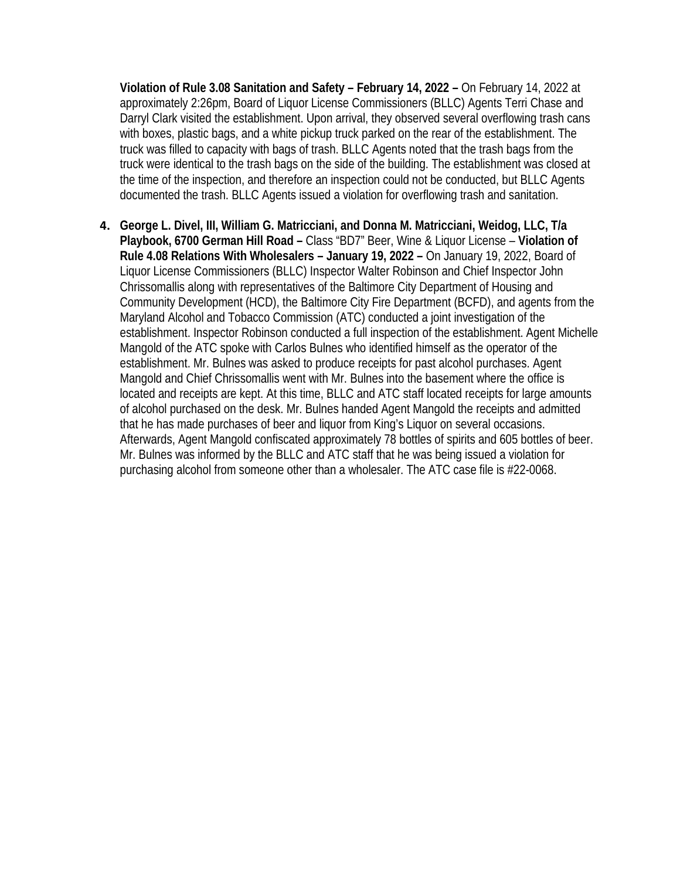**Violation of Rule 3.08 Sanitation and Safety – February 14, 2022 –** On February 14, 2022 at approximately 2:26pm, Board of Liquor License Commissioners (BLLC) Agents Terri Chase and Darryl Clark visited the establishment. Upon arrival, they observed several overflowing trash cans with boxes, plastic bags, and a white pickup truck parked on the rear of the establishment. The truck was filled to capacity with bags of trash. BLLC Agents noted that the trash bags from the truck were identical to the trash bags on the side of the building. The establishment was closed at the time of the inspection, and therefore an inspection could not be conducted, but BLLC Agents documented the trash. BLLC Agents issued a violation for overflowing trash and sanitation.

4. **George L. Divel, III, William G. Matricciani, and Donna M. Matricciani, Weidog, LLC, T/a Playbook, 6700 German Hill Road –** Class "BD7" Beer, Wine & Liquor License – **Violation of Rule 4.08 Relations With Wholesalers – January 19, 2022 –** On January 19, 2022, Board of Liquor License Commissioners (BLLC) Inspector Walter Robinson and Chief Inspector John Chrissomallis along with representatives of the Baltimore City Department of Housing and Community Development (HCD), the Baltimore City Fire Department (BCFD), and agents from the Maryland Alcohol and Tobacco Commission (ATC) conducted a joint investigation of the establishment. Inspector Robinson conducted a full inspection of the establishment. Agent Michelle Mangold of the ATC spoke with Carlos Bulnes who identified himself as the operator of the establishment. Mr. Bulnes was asked to produce receipts for past alcohol purchases. Agent Mangold and Chief Chrissomallis went with Mr. Bulnes into the basement where the office is located and receipts are kept. At this time, BLLC and ATC staff located receipts for large amounts of alcohol purchased on the desk. Mr. Bulnes handed Agent Mangold the receipts and admitted that he has made purchases of beer and liquor from King's Liquor on several occasions. Afterwards, Agent Mangold confiscated approximately 78 bottles of spirits and 605 bottles of beer. Mr. Bulnes was informed by the BLLC and ATC staff that he was being issued a violation for purchasing alcohol from someone other than a wholesaler. The ATC case file is #22-0068.